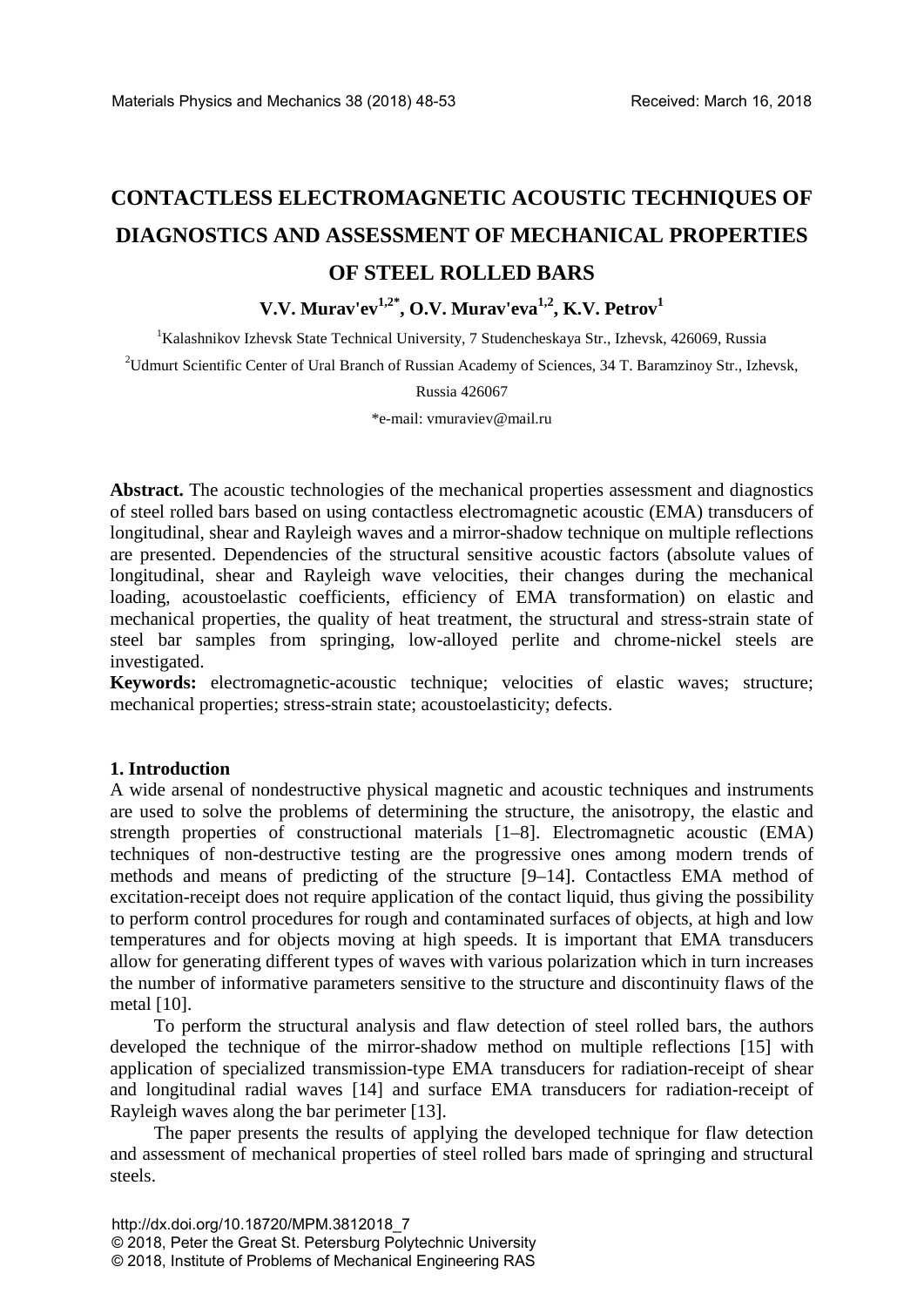# CONTACTLESS ELECTROMAGNETIC ACOUSTIC TECHNIQUES OF DIAGNOSTICS AND ASSESSMENT OF MECHANICAL PROPERTIES OF STEEL ROLLED BARS

**V.V. Murav'ev[1,2*], O.V. Murav'eva[1,2], K.V. Petrov[1]**

[1]Kalashnikov Izhevsk State Technical University, 7 Studencheskaya Str., Izhevsk, 426069, Russia

[2]Udmurt Scientific Center of Ural Branch of Russian Academy of Sciences, 34 T. Baramzinoy Str., Izhevsk, Russia 426067

*e-mail: vmuraviev@mail.ru

**Abstract.** The acoustic technologies of the mechanical properties assessment and diagnostics of steel rolled bars based on using contactless electromagnetic acoustic (EMA) transducers of longitudinal, shear and Rayleigh waves and a mirror-shadow technique on multiple reflections are presented. Dependencies of the structural sensitive acoustic factors (absolute values of longitudinal, shear and Rayleigh wave velocities, their changes during the mechanical loading, acoustoelastic coefficients, efficiency of EMA transformation) on elastic and mechanical properties, the quality of heat treatment, the structural and stress-strain state of steel bar samples from springing, low-alloyed perlite and chrome-nickel steels are investigated.

**Keywords:** electromagnetic-acoustic technique; velocities of elastic waves; structure; mechanical properties; stress-strain state; acoustoelasticity; defects.

## 1. Introduction

A wide arsenal of nondestructive physical magnetic and acoustic techniques and instruments are used to solve the problems of determining the structure, the anisotropy, the elastic and strength properties of constructional materials [1–8]. Electromagnetic acoustic (EMA) techniques of non-destructive testing are the progressive ones among modern trends of methods and means of predicting of the structure [9–14]. Contactless EMA method of excitation-receipt does not require application of the contact liquid, thus giving the possibility to perform control procedures for rough and contaminated surfaces of objects, at high and low temperatures and for objects moving at high speeds. It is important that EMA transducers allow for generating different types of waves with various polarization which in turn increases the number of informative parameters sensitive to the structure and discontinuity flaws of the metal [10].

To perform the structural analysis and flaw detection of steel rolled bars, the authors developed the technique of the mirror-shadow method on multiple reflections [15] with application of specialized transmission-type EMA transducers for radiation-receipt of shear and longitudinal radial waves [14] and surface EMA transducers for radiation-receipt of Rayleigh waves along the bar perimeter [13].

The paper presents the results of applying the developed technique for flaw detection and assessment of mechanical properties of steel rolled bars made of springing and structural steels.

http://dx.doi.org/10.18720/MPM.3812018_7
© 2018, Peter the Great St. Petersburg Polytechnic University
© 2018, Institute of Problems of Mechanical Engineering RAS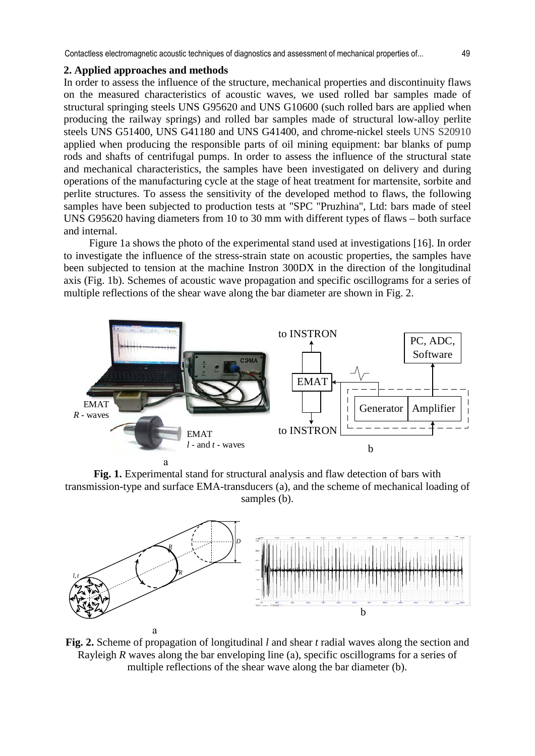## 2. Applied approaches and methods

In order to assess the influence of the structure, mechanical properties and discontinuity flaws on the measured characteristics of acoustic waves, we used rolled bar samples made of structural springing steels UNS G95620 and UNS G10600 (such rolled bars are applied when producing the railway springs) and rolled bar samples made of structural low-alloy perlite steels UNS G51400, UNS G41180 and UNS G41400, and chrome-nickel steels UNS S20910 applied when producing the responsible parts of oil mining equipment: bar blanks of pump rods and shafts of centrifugal pumps. In order to assess the influence of the structural state and mechanical characteristics, the samples have been investigated on delivery and during operations of the manufacturing cycle at the stage of heat treatment for martensite, sorbite and perlite structures. To assess the sensitivity of the developed method to flaws, the following samples have been subjected to production tests at "SPC "Pruzhina", Ltd: bars made of steel UNS G95620 having diameters from 10 to 30 mm with different types of flaws – both surface and internal.

Figure 1a shows the photo of the experimental stand used at investigations [16]. In order to investigate the influence of the stress-strain state on acoustic properties, the samples have been subjected to tension at the machine Instron 300DX in the direction of the longitudinal axis (Fig. 1b). Schemes of acoustic wave propagation and specific oscillograms for a series of multiple reflections of the shear wave along the bar diameter are shown in Fig. 2.

**Fig. 1.** Experimental stand for structural analysis and flaw detection of bars with transmission-type and surface EMA-transducers (a), and the scheme of mechanical loading of samples (b).

**Fig. 2.** Scheme of propagation of longitudinal *l* and shear *t* radial waves along the section and Rayleigh *R* waves along the bar enveloping line (a), specific oscillograms for a series of multiple reflections of the shear wave along the bar diameter (b).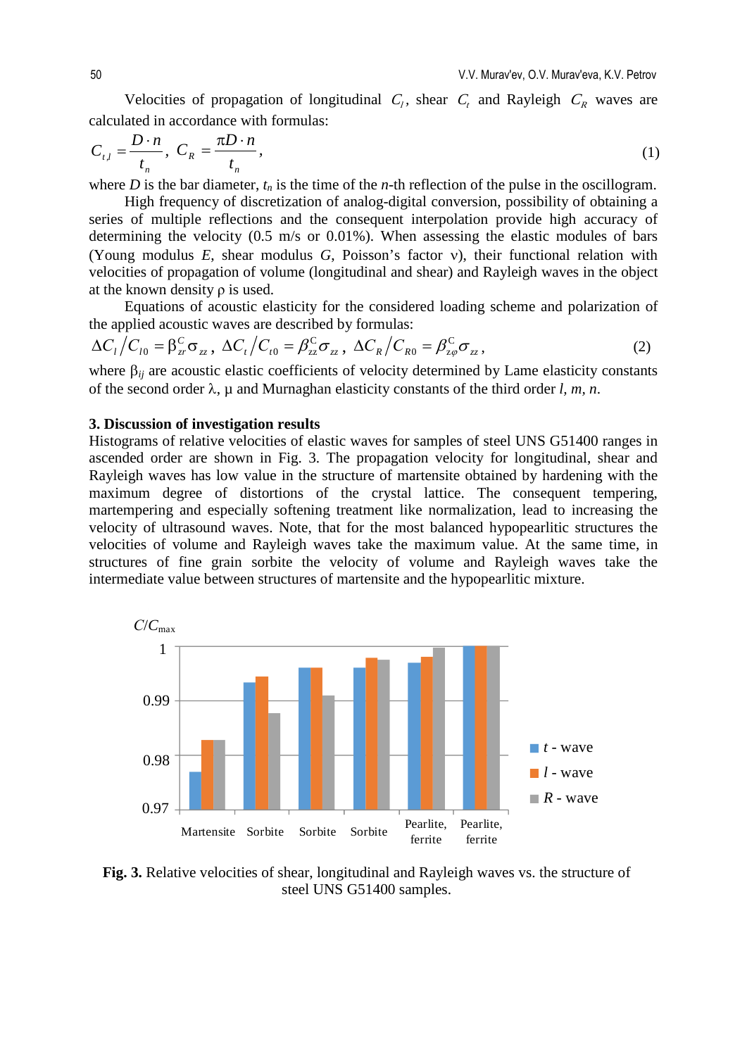Velocities of propagation of longitudinal $C_l$, shear $C_t$ and Rayleigh $C_R$ waves are calculated in accordance with formulas:

$$C_{t,l} = \frac{D \cdot n}{t_n}, \quad C_R = \frac{\pi D \cdot n}{t_n}, \tag{1}$$

where $D$ is the bar diameter, $t_n$ is the time of the $n$-th reflection of the pulse in the oscillogram.

High frequency of discretization of analog-digital conversion, possibility of obtaining a series of multiple reflections and the consequent interpolation provide high accuracy of determining the velocity (0.5 m/s or 0.01%). When assessing the elastic modules of bars (Young modulus $E$, shear modulus $G$, Poisson's factor $\nu$), their functional relation with velocities of propagation of volume (longitudinal and shear) and Rayleigh waves in the object at the known density $\rho$ is used.

Equations of acoustic elasticity for the considered loading scheme and polarization of the applied acoustic waves are described by formulas:

$$\Delta C_l / C_{l0} = \beta_{zr}^{C} \sigma_{zz}, \; \Delta C_t / C_{t0} = \beta_{zz}^{C} \sigma_{zz}, \; \Delta C_R / C_{R0} = \beta_{z\varphi}^{C} \sigma_{zz}, \tag{2}$$

where $\beta_{ij}$ are acoustic elastic coefficients of velocity determined by Lame elasticity constants of the second order $\lambda$, $\mu$ and Murnaghan elasticity constants of the third order $l$, $m$, $n$.

## 3. Discussion of investigation results

Histograms of relative velocities of elastic waves for samples of steel UNS G51400 ranges in ascended order are shown in Fig. 3. The propagation velocity for longitudinal, shear and Rayleigh waves has low value in the structure of martensite obtained by hardening with the maximum degree of distortions of the crystal lattice. The consequent tempering, martempering and especially softening treatment like normalization, lead to increasing the velocity of ultrasound waves. Note, that for the most balanced hypopearlitic structures the velocities of volume and Rayleigh waves take the maximum value. At the same time, in structures of fine grain sorbite the velocity of volume and Rayleigh waves take the intermediate value between structures of martensite and the hypopearlitic mixture.

**Fig. 3.** Relative velocities of shear, longitudinal and Rayleigh waves vs. the structure of steel UNS G51400 samples.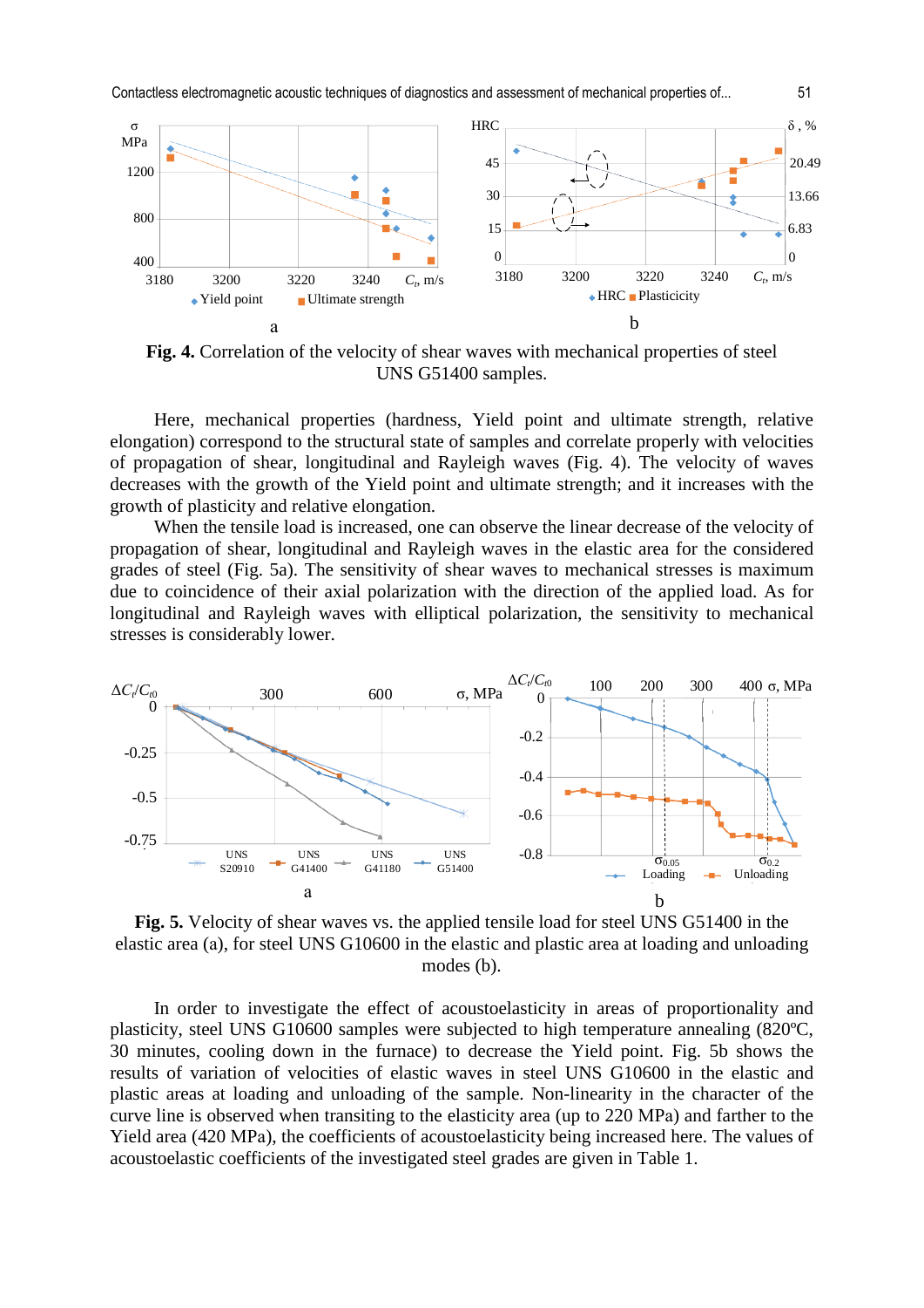**Fig. 4.** Correlation of the velocity of shear waves with mechanical properties of steel UNS G51400 samples.

Here, mechanical properties (hardness, Yield point and ultimate strength, relative elongation) correspond to the structural state of samples and correlate properly with velocities of propagation of shear, longitudinal and Rayleigh waves (Fig. 4). The velocity of waves decreases with the growth of the Yield point and ultimate strength; and it increases with the growth of plasticity and relative elongation.

When the tensile load is increased, one can observe the linear decrease of the velocity of propagation of shear, longitudinal and Rayleigh waves in the elastic area for the considered grades of steel (Fig. 5a). The sensitivity of shear waves to mechanical stresses is maximum due to coincidence of their axial polarization with the direction of the applied load. As for longitudinal and Rayleigh waves with elliptical polarization, the sensitivity to mechanical stresses is considerably lower.

**Fig. 5.** Velocity of shear waves vs. the applied tensile load for steel UNS G51400 in the elastic area (a), for steel UNS G10600 in the elastic and plastic area at loading and unloading modes (b).

In order to investigate the effect of acoustoelasticity in areas of proportionality and plasticity, steel UNS G10600 samples were subjected to high temperature annealing (820ºC, 30 minutes, cooling down in the furnace) to decrease the Yield point. Fig. 5b shows the results of variation of velocities of elastic waves in steel UNS G10600 in the elastic and plastic areas at loading and unloading of the sample. Non-linearity in the character of the curve line is observed when transiting to the elasticity area (up to 220 MPa) and farther to the Yield area (420 MPa), the coefficients of acoustoelasticity being increased here. The values of acoustoelastic coefficients of the investigated steel grades are given in Table 1.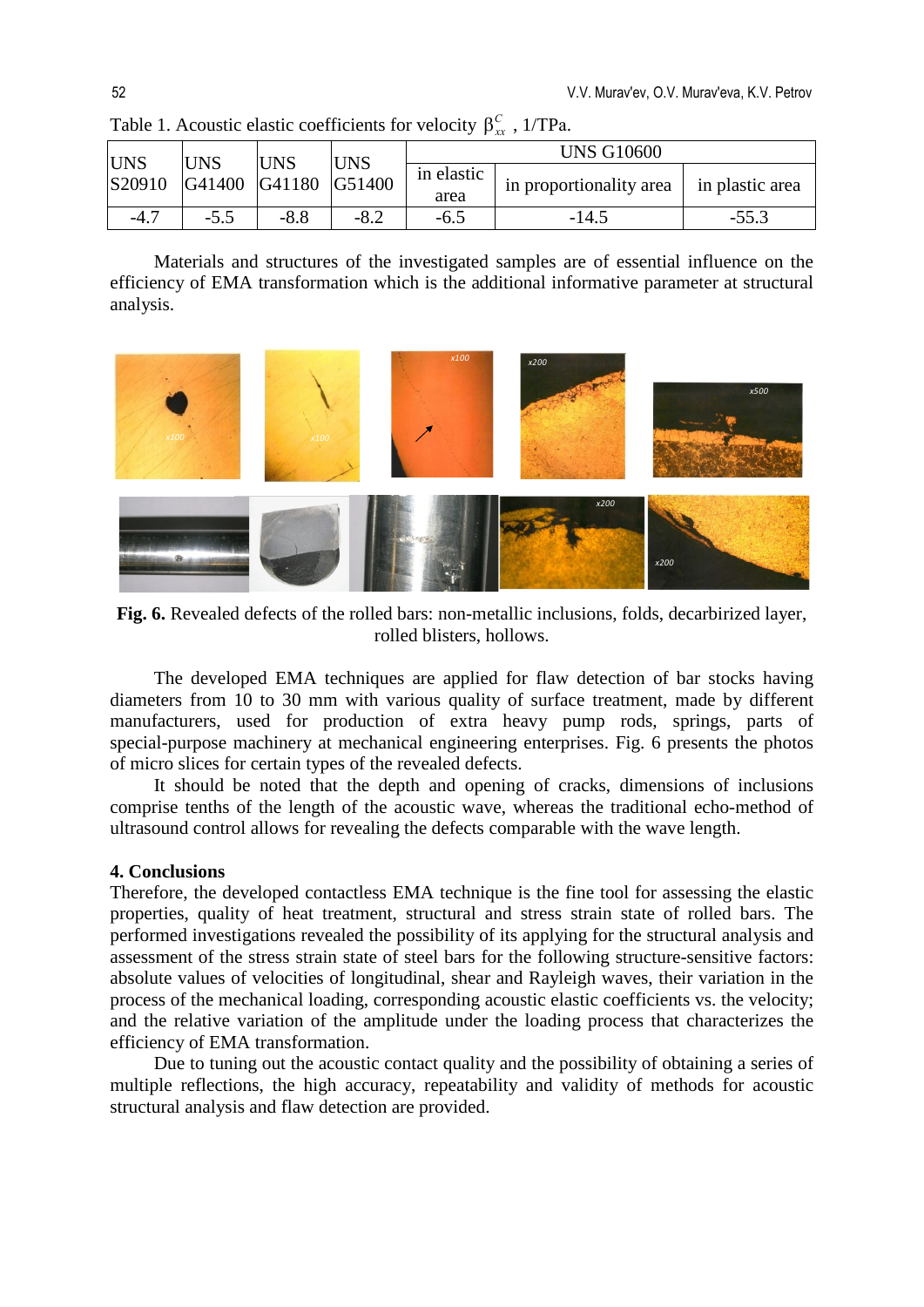Table 1. Acoustic elastic coefficients for velocity $\beta_{xx}^{C}$ , 1/TPa.

| UNS S20910 | UNS G41400 | UNS G41180 | UNS G51400 | UNS G10600 | | |
|---|---|---|---|---|---|---|
| | | | | in elastic area | in proportionality area | in plastic area |
| -4.7 | -5.5 | -8.8 | -8.2 | -6.5 | -14.5 | -55.3 |

Materials and structures of the investigated samples are of essential influence on the efficiency of EMA transformation which is the additional informative parameter at structural analysis.

**Fig. 6.** Revealed defects of the rolled bars: non-metallic inclusions, folds, decarbirized layer, rolled blisters, hollows.

The developed EMA techniques are applied for flaw detection of bar stocks having diameters from 10 to 30 mm with various quality of surface treatment, made by different manufacturers, used for production of extra heavy pump rods, springs, parts of special-purpose machinery at mechanical engineering enterprises. Fig. 6 presents the photos of micro slices for certain types of the revealed defects.

It should be noted that the depth and opening of cracks, dimensions of inclusions comprise tenths of the length of the acoustic wave, whereas the traditional echo-method of ultrasound control allows for revealing the defects comparable with the wave length.

## 4. Conclusions

Therefore, the developed contactless EMA technique is the fine tool for assessing the elastic properties, quality of heat treatment, structural and stress strain state of rolled bars. The performed investigations revealed the possibility of its applying for the structural analysis and assessment of the stress strain state of steel bars for the following structure-sensitive factors: absolute values of velocities of longitudinal, shear and Rayleigh waves, their variation in the process of the mechanical loading, corresponding acoustic elastic coefficients vs. the velocity; and the relative variation of the amplitude under the loading process that characterizes the efficiency of EMA transformation.

Due to tuning out the acoustic contact quality and the possibility of obtaining a series of multiple reflections, the high accuracy, repeatability and validity of methods for acoustic structural analysis and flaw detection are provided.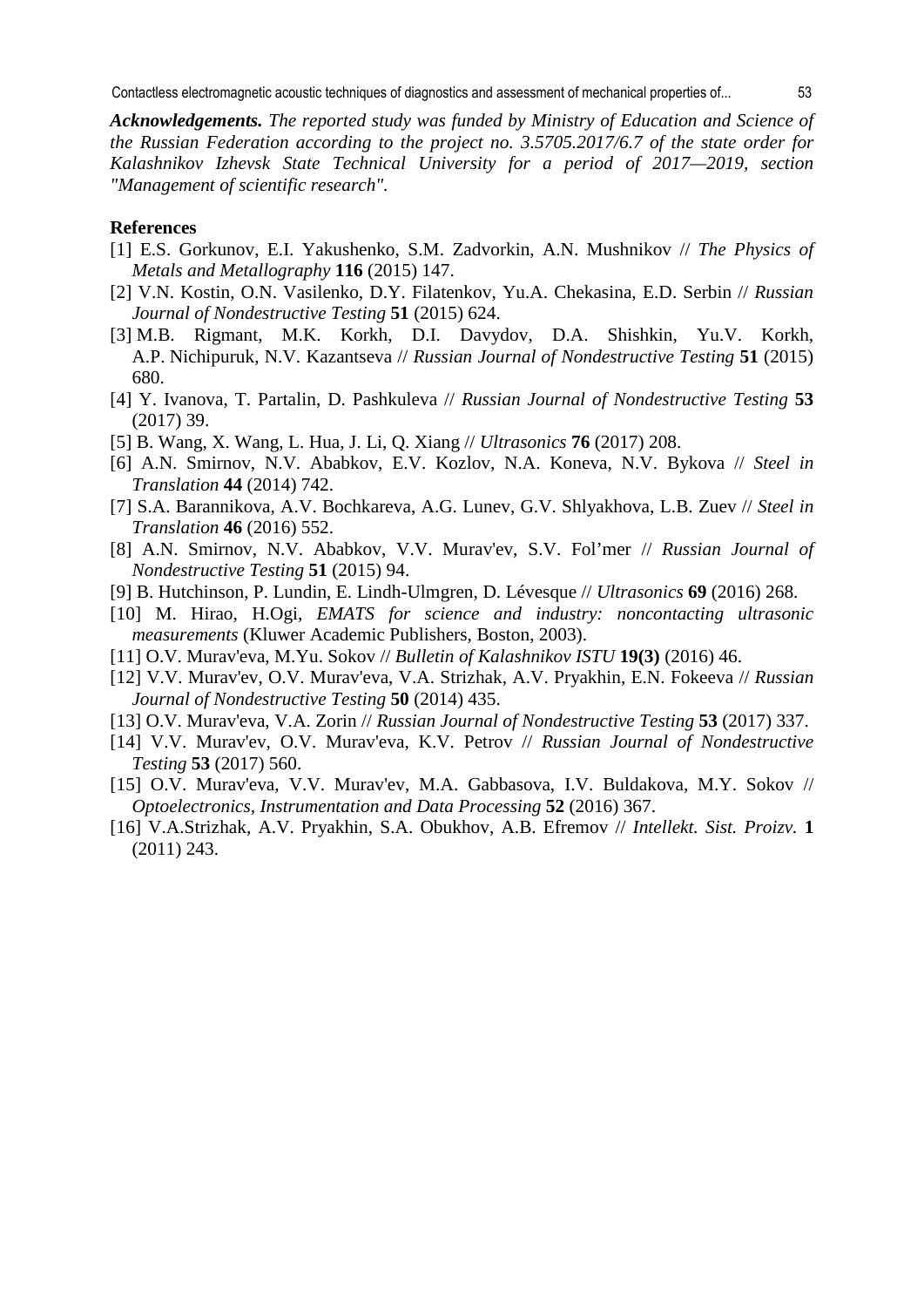***Acknowledgements.*** *The reported study was funded by Ministry of Education and Science of the Russian Federation according to the project no. 3.5705.2017/6.7 of the state order for Kalashnikov Izhevsk State Technical University for a period of 2017—2019, section "Management of scientific research".*

## References

[1] E.S. Gorkunov, E.I. Yakushenko, S.M. Zadvorkin, A.N. Mushnikov // *The Physics of Metals and Metallography* **116** (2015) 147.

[2] V.N. Kostin, O.N. Vasilenko, D.Y. Filatenkov, Yu.A. Chekasina, E.D. Serbin // *Russian Journal of Nondestructive Testing* **51** (2015) 624.

[3] M.B. Rigmant, M.K. Korkh, D.I. Davydov, D.A. Shishkin, Yu.V. Korkh, A.P. Nichipuruk, N.V. Kazantseva // *Russian Journal of Nondestructive Testing* **51** (2015) 680.

[4] Y. Ivanova, T. Partalin, D. Pashkuleva // *Russian Journal of Nondestructive Testing* **53** (2017) 39.

[5] B. Wang, X. Wang, L. Hua, J. Li, Q. Xiang // *Ultrasonics* **76** (2017) 208.

[6] A.N. Smirnov, N.V. Ababkov, E.V. Kozlov, N.A. Koneva, N.V. Bykova // *Steel in Translation* **44** (2014) 742.

[7] S.A. Barannikova, A.V. Bochkareva, A.G. Lunev, G.V. Shlyakhova, L.B. Zuev // *Steel in Translation* **46** (2016) 552.

[8] A.N. Smirnov, N.V. Ababkov, V.V. Murav'ev, S.V. Fol'mer // *Russian Journal of Nondestructive Testing* **51** (2015) 94.

[9] B. Hutchinson, P. Lundin, E. Lindh-Ulmgren, D. Lévesque // *Ultrasonics* **69** (2016) 268.

[10] M. Hirao, H.Ogi, *EMATS for science and industry: noncontacting ultrasonic measurements* (Kluwer Academic Publishers, Boston, 2003).

[11] O.V. Murav'eva, M.Yu. Sokov // *Bulletin of Kalashnikov ISTU* **19(3)** (2016) 46.

[12] V.V. Murav'ev, O.V. Murav'eva, V.A. Strizhak, A.V. Pryakhin, E.N. Fokeeva // *Russian Journal of Nondestructive Testing* **50** (2014) 435.

[13] O.V. Murav'eva, V.A. Zorin // *Russian Journal of Nondestructive Testing* **53** (2017) 337.

[14] V.V. Murav'ev, O.V. Murav'eva, K.V. Petrov // *Russian Journal of Nondestructive Testing* **53** (2017) 560.

[15] O.V. Murav'eva, V.V. Murav'ev, M.A. Gabbasova, I.V. Buldakova, M.Y. Sokov // *Optoelectronics, Instrumentation and Data Processing* **52** (2016) 367.

[16] V.A.Strizhak, A.V. Pryakhin, S.A. Obukhov, A.B. Efremov // *Intellekt. Sist. Proizv.* **1** (2011) 243.